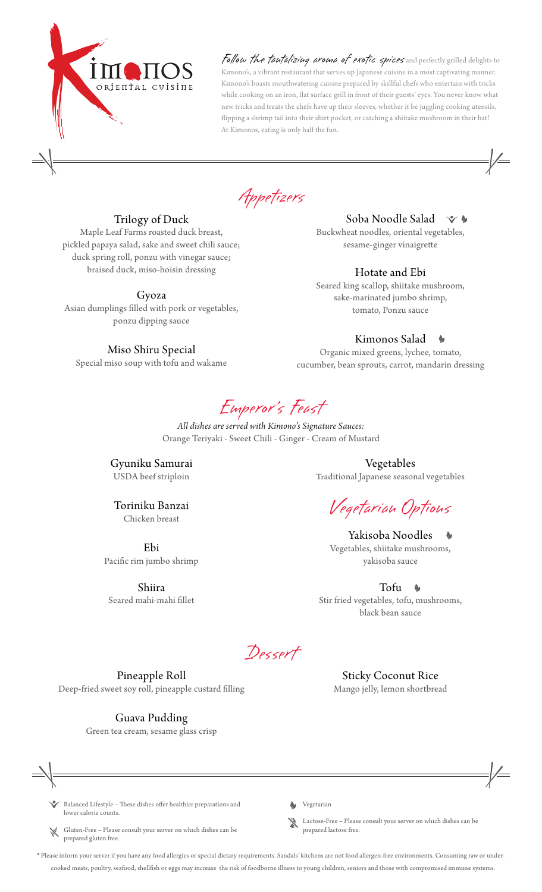# Kimonos

ORIENTAL CUISINE

*Follow the tantalizing aroma of exotic spices* and perfectly grilled delights to Kimono's, a vibrant restaurant that serves up Japanese cuisine in a most captivating manner. Kimono's boasts mouthwatering cuisine prepared by skillful chefs who entertain with tricks while cooking on an iron, flat surface grill in front of their guests' eyes. You never know what new tricks and treats the chefs have up their sleeves, whether it be juggling cooking utensils, flipping a shrimp tail into their shirt pocket, or catching a shiitake mushroom in their hat! At Kimonos, eating is only half the fun.

## Appetizers

### Trilogy of Duck
Maple Leaf Farms roasted duck breast, pickled papaya salad, sake and sweet chili sauce; duck spring roll, ponzu with vinegar sauce; braised duck, miso-hoisin dressing

### Gyoza
Asian dumplings filled with pork or vegetables, ponzu dipping sauce

### Miso Shiru Special
Special miso soup with tofu and wakame

### Soba Noodle Salad (Balanced Lifestyle) (Vegetarian)
Buckwheat noodles, oriental vegetables, sesame-ginger vinaigrette

### Hotate and Ebi
Seared king scallop, shiitake mushroom, sake-marinated jumbo shrimp, tomato, Ponzu sauce

### Kimonos Salad (Vegetarian)
Organic mixed greens, lychee, tomato, cucumber, bean sprouts, carrot, mandarin dressing

## Emperor's Feast

*All dishes are served with Kimono's Signature Sauces:*
Orange Teriyaki - Sweet Chili - Ginger - Cream of Mustard

### Gyuniku Samurai
USDA beef striploin

### Toriniku Banzai
Chicken breast

### Ebi
Pacific rim jumbo shrimp

### Shiira
Seared mahi-mahi fillet

### Vegetables
Traditional Japanese seasonal vegetables

## Vegetarian Options

### Yakisoba Noodles (Vegetarian)
Vegetables, shiitake mushrooms, yakisoba sauce

### Tofu (Vegetarian)
Stir fried vegetables, tofu, mushrooms, black bean sauce

## Dessert

### Pineapple Roll
Deep-fried sweet soy roll, pineapple custard filling

### Guava Pudding
Green tea cream, sesame glass crisp

### Sticky Coconut Rice
Mango jelly, lemon shortbread

---

- Balanced Lifestyle – These dishes offer healthier preparations and lower calorie counts.
- Gluten-Free – Please consult your server on which dishes can be prepared gluten free.
- Vegetarian
- Lactose-Free – Please consult your server on which dishes can be prepared lactose free.

* Please inform your server if you have any food allergies or special dietary requirements. Sandals' kitchens are not food allergen-free environments. Consuming raw or undercooked meats, poultry, seafood, shellfish or eggs may increase the risk of foodborne illness to young children, seniors and those with compromised immune systems.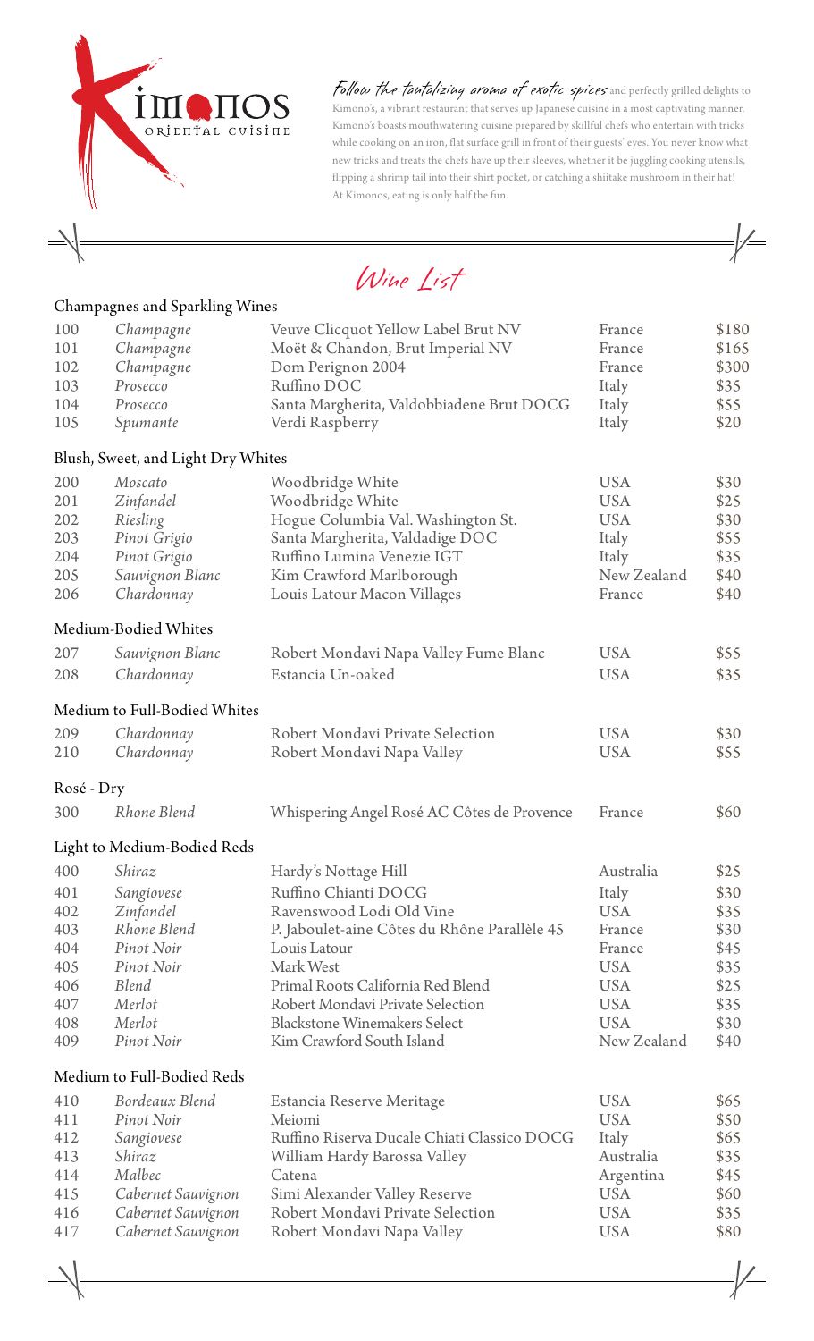Kimonos Oriental Cuisine

*Follow the tantalizing aroma of exotic spices* and perfectly grilled delights to Kimono's, a vibrant restaurant that serves up Japanese cuisine in a most captivating manner. Kimono's boasts mouthwatering cuisine prepared by skillful chefs who entertain with tricks while cooking on an iron, flat surface grill in front of their guests' eyes. You never know what new tricks and treats the chefs have up their sleeves, whether it be juggling cooking utensils, flipping a shrimp tail into their shirt pocket, or catching a shiitake mushroom in their hat! At Kimonos, eating is only half the fun.

# Wine List

## Champagnes and Sparkling Wines

| | | | | |
|---|---|---|---|---|
| 100 | *Champagne* | Veuve Clicquot Yellow Label Brut NV | France | $180 |
| 101 | *Champagne* | Moët & Chandon, Brut Imperial NV | France | $165 |
| 102 | *Champagne* | Dom Perignon 2004 | France | $300 |
| 103 | *Prosecco* | Ruffino DOC | Italy | $35 |
| 104 | *Prosecco* | Santa Margherita, Valdobbiadene Brut DOCG | Italy | $55 |
| 105 | *Spumante* | Verdi Raspberry | Italy | $20 |

## Blush, Sweet, and Light Dry Whites

| | | | | |
|---|---|---|---|---|
| 200 | *Moscato* | Woodbridge White | USA | $30 |
| 201 | *Zinfandel* | Woodbridge White | USA | $25 |
| 202 | *Riesling* | Hogue Columbia Val. Washington St. | USA | $30 |
| 203 | *Pinot Grigio* | Santa Margherita, Valdadige DOC | Italy | $55 |
| 204 | *Pinot Grigio* | Ruffino Lumina Venezie IGT | Italy | $35 |
| 205 | *Sauvignon Blanc* | Kim Crawford Marlborough | New Zealand | $40 |
| 206 | *Chardonnay* | Louis Latour Macon Villages | France | $40 |

## Medium-Bodied Whites

| | | | | |
|---|---|---|---|---|
| 207 | *Sauvignon Blanc* | Robert Mondavi Napa Valley Fume Blanc | USA | $55 |
| 208 | *Chardonnay* | Estancia Un-oaked | USA | $35 |

## Medium to Full-Bodied Whites

| | | | | |
|---|---|---|---|---|
| 209 | *Chardonnay* | Robert Mondavi Private Selection | USA | $30 |
| 210 | *Chardonnay* | Robert Mondavi Napa Valley | USA | $55 |

## Rosé - Dry

| | | | | |
|---|---|---|---|---|
| 300 | *Rhone Blend* | Whispering Angel Rosé AC Côtes de Provence | France | $60 |

## Light to Medium-Bodied Reds

| | | | | |
|---|---|---|---|---|
| 400 | *Shiraz* | Hardy's Nottage Hill | Australia | $25 |
| 401 | *Sangiovese* | Ruffino Chianti DOCG | Italy | $30 |
| 402 | *Zinfandel* | Ravenswood Lodi Old Vine | USA | $35 |
| 403 | *Rhone Blend* | P. Jaboulet-aine Côtes du Rhône Parallèle 45 | France | $30 |
| 404 | *Pinot Noir* | Louis Latour | France | $45 |
| 405 | *Pinot Noir* | Mark West | USA | $35 |
| 406 | *Blend* | Primal Roots California Red Blend | USA | $25 |
| 407 | *Merlot* | Robert Mondavi Private Selection | USA | $35 |
| 408 | *Merlot* | Blackstone Winemakers Select | USA | $30 |
| 409 | *Pinot Noir* | Kim Crawford South Island | New Zealand | $40 |

## Medium to Full-Bodied Reds

| | | | | |
|---|---|---|---|---|
| 410 | *Bordeaux Blend* | Estancia Reserve Meritage | USA | $65 |
| 411 | *Pinot Noir* | Meiomi | USA | $50 |
| 412 | *Sangiovese* | Ruffino Riserva Ducale Chiati Classico DOCG | Italy | $65 |
| 413 | *Shiraz* | William Hardy Barossa Valley | Australia | $35 |
| 414 | *Malbec* | Catena | Argentina | $45 |
| 415 | *Cabernet Sauvignon* | Simi Alexander Valley Reserve | USA | $60 |
| 416 | *Cabernet Sauvignon* | Robert Mondavi Private Selection | USA | $35 |
| 417 | *Cabernet Sauvignon* | Robert Mondavi Napa Valley | USA | $80 |